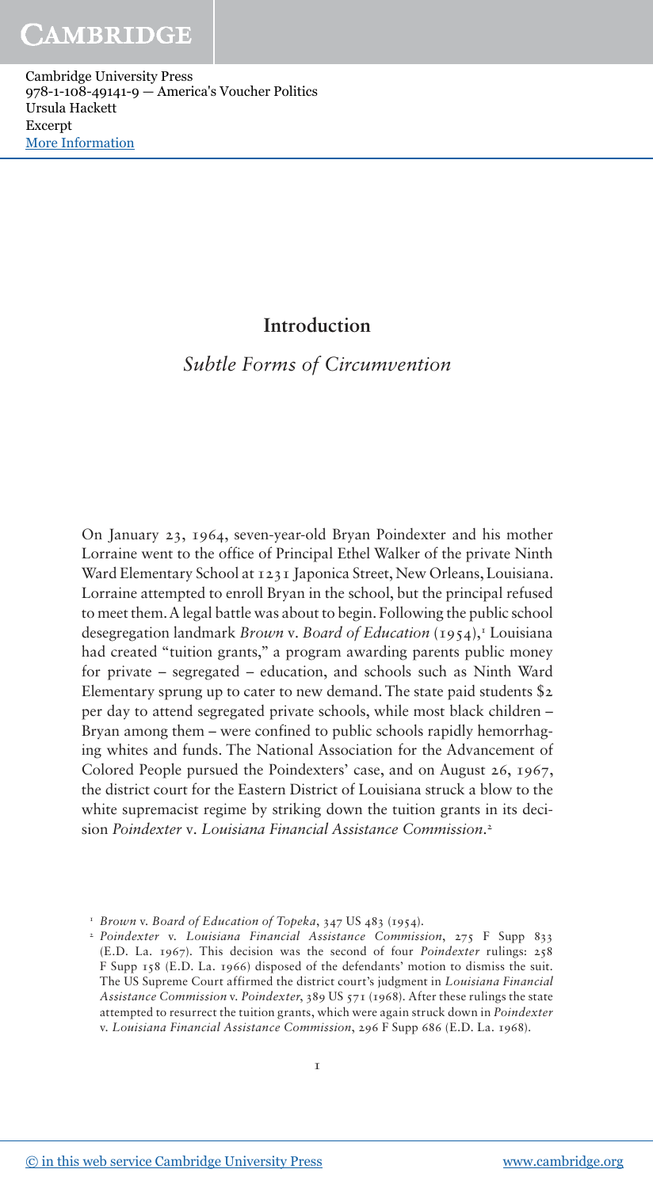# Introduction

## *Subtle Forms of Circumvention*

On January 23, 1964, seven-year-old Bryan Poindexter and his mother Lorraine went to the office of Principal Ethel Walker of the private Ninth Ward Elementary School at 1231 Japonica Street, New Orleans, Louisiana. Lorraine attempted to enroll Bryan in the school, but the principal refused to meet them. A legal battle was about to begin. Following the public school desegregation landmark *Brown* v. *Board of Education* (1954),[1] Louisiana had created "tuition grants," a program awarding parents public money for private – segregated – education, and schools such as Ninth Ward Elementary sprung up to cater to new demand. The state paid students $2 per day to attend segregated private schools, while most black children – Bryan among them – were confined to public schools rapidly hemorrhaging whites and funds. The National Association for the Advancement of Colored People pursued the Poindexters' case, and on August 26, 1967, the district court for the Eastern District of Louisiana struck a blow to the white supremacist regime by striking down the tuition grants in its decision *Poindexter* v. *Louisiana Financial Assistance Commission*.[2]

---

[1] *Brown* v. *Board of Education of Topeka*, 347 US 483 (1954).

[2] *Poindexter* v. *Louisiana Financial Assistance Commission*, 275 F Supp 833 (E.D. La. 1967). This decision was the second of four *Poindexter* rulings: 258 F Supp 158 (E.D. La. 1966) disposed of the defendants' motion to dismiss the suit. The US Supreme Court affirmed the district court's judgment in *Louisiana Financial Assistance Commission* v. *Poindexter*, 389 US 571 (1968). After these rulings the state attempted to resurrect the tuition grants, which were again struck down in *Poindexter* v. *Louisiana Financial Assistance Commission*, 296 F Supp 686 (E.D. La. 1968).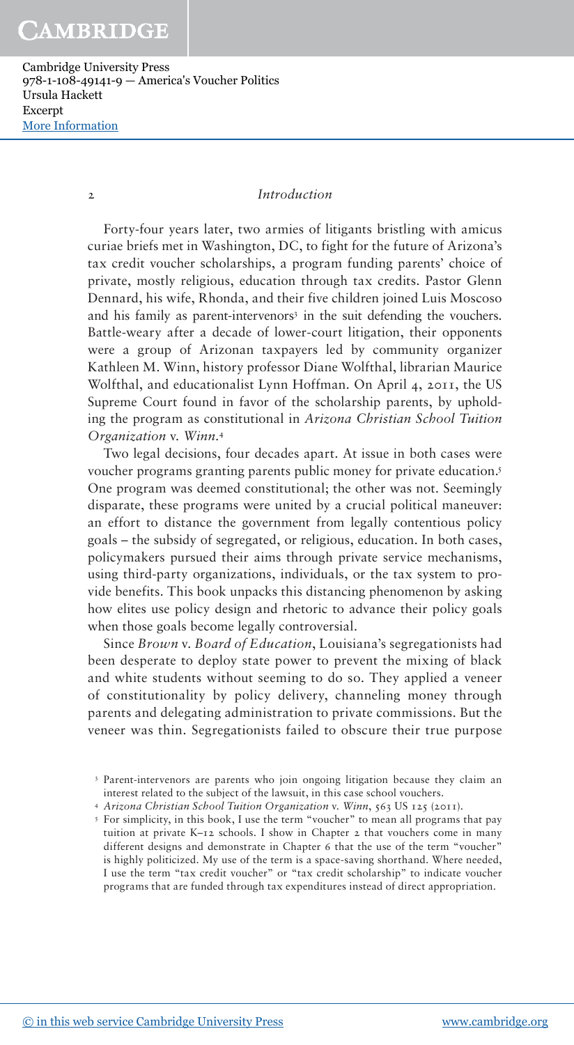Forty-four years later, two armies of litigants bristling with amicus curiae briefs met in Washington, DC, to fight for the future of Arizona's tax credit voucher scholarships, a program funding parents' choice of private, mostly religious, education through tax credits. Pastor Glenn Dennard, his wife, Rhonda, and their five children joined Luis Moscoso and his family as parent-intervenors[3] in the suit defending the vouchers. Battle-weary after a decade of lower-court litigation, their opponents were a group of Arizonan taxpayers led by community organizer Kathleen M. Winn, history professor Diane Wolfthal, librarian Maurice Wolfthal, and educationalist Lynn Hoffman. On April 4, 2011, the US Supreme Court found in favor of the scholarship parents, by upholding the program as constitutional in *Arizona Christian School Tuition Organization* v. *Winn*.[4]

Two legal decisions, four decades apart. At issue in both cases were voucher programs granting parents public money for private education.[5] One program was deemed constitutional; the other was not. Seemingly disparate, these programs were united by a crucial political maneuver: an effort to distance the government from legally contentious policy goals – the subsidy of segregated, or religious, education. In both cases, policymakers pursued their aims through private service mechanisms, using third-party organizations, individuals, or the tax system to provide benefits. This book unpacks this distancing phenomenon by asking how elites use policy design and rhetoric to advance their policy goals when those goals become legally controversial.

Since *Brown* v. *Board of Education*, Louisiana's segregationists had been desperate to deploy state power to prevent the mixing of black and white students without seeming to do so. They applied a veneer of constitutionality by policy delivery, channeling money through parents and delegating administration to private commissions. But the veneer was thin. Segregationists failed to obscure their true purpose

---

[3] Parent-intervenors are parents who join ongoing litigation because they claim an interest related to the subject of the lawsuit, in this case school vouchers.

[4] *Arizona Christian School Tuition Organization* v. *Winn*, 563 US 125 (2011).

[5] For simplicity, in this book, I use the term "voucher" to mean all programs that pay tuition at private K–12 schools. I show in Chapter 2 that vouchers come in many different designs and demonstrate in Chapter 6 that the use of the term "voucher" is highly politicized. My use of the term is a space-saving shorthand. Where needed, I use the term "tax credit voucher" or "tax credit scholarship" to indicate voucher programs that are funded through tax expenditures instead of direct appropriation.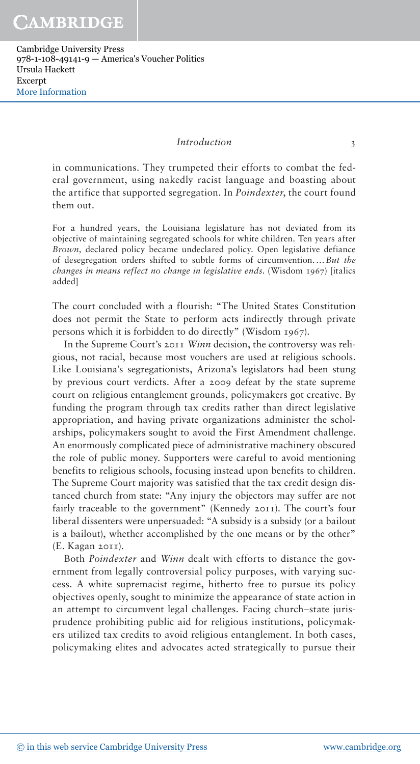in communications. They trumpeted their efforts to combat the federal government, using nakedly racist language and boasting about the artifice that supported segregation. In *Poindexter*, the court found them out.

> For a hundred years, the Louisiana legislature has not deviated from its objective of maintaining segregated schools for white children. Ten years after *Brown*, declared policy became undeclared policy. Open legislative defiance of desegregation orders shifted to subtle forms of circumvention. ... *But the changes in means reflect no change in legislative ends.* (Wisdom 1967) [italics added]

The court concluded with a flourish: "The United States Constitution does not permit the State to perform acts indirectly through private persons which it is forbidden to do directly" (Wisdom 1967).

In the Supreme Court's 2011 *Winn* decision, the controversy was religious, not racial, because most vouchers are used at religious schools. Like Louisiana's segregationists, Arizona's legislators had been stung by previous court verdicts. After a 2009 defeat by the state supreme court on religious entanglement grounds, policymakers got creative. By funding the program through tax credits rather than direct legislative appropriation, and having private organizations administer the scholarships, policymakers sought to avoid the First Amendment challenge. An enormously complicated piece of administrative machinery obscured the role of public money. Supporters were careful to avoid mentioning benefits to religious schools, focusing instead upon benefits to children. The Supreme Court majority was satisfied that the tax credit design distanced church from state: "Any injury the objectors may suffer are not fairly traceable to the government" (Kennedy 2011). The court's four liberal dissenters were unpersuaded: "A subsidy is a subsidy (or a bailout is a bailout), whether accomplished by the one means or by the other" (E. Kagan 2011).

Both *Poindexter* and *Winn* dealt with efforts to distance the government from legally controversial policy purposes, with varying success. A white supremacist regime, hitherto free to pursue its policy objectives openly, sought to minimize the appearance of state action in an attempt to circumvent legal challenges. Facing church–state jurisprudence prohibiting public aid for religious institutions, policymakers utilized tax credits to avoid religious entanglement. In both cases, policymaking elites and advocates acted strategically to pursue their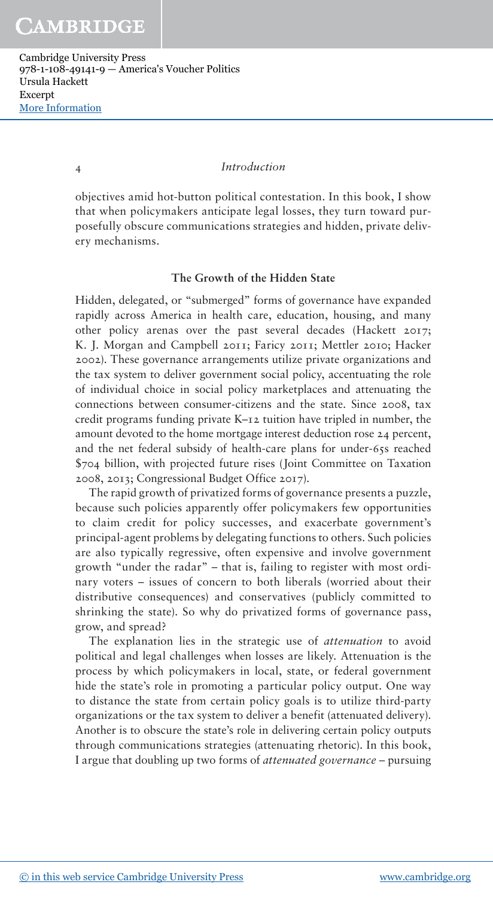objectives amid hot-button political contestation. In this book, I show that when policymakers anticipate legal losses, they turn toward purposefully obscure communications strategies and hidden, private delivery mechanisms.

## The Growth of the Hidden State

Hidden, delegated, or "submerged" forms of governance have expanded rapidly across America in health care, education, housing, and many other policy arenas over the past several decades (Hackett 2017; K. J. Morgan and Campbell 2011; Faricy 2011; Mettler 2010; Hacker 2002). These governance arrangements utilize private organizations and the tax system to deliver government social policy, accentuating the role of individual choice in social policy marketplaces and attenuating the connections between consumer-citizens and the state. Since 2008, tax credit programs funding private K–12 tuition have tripled in number, the amount devoted to the home mortgage interest deduction rose 24 percent, and the net federal subsidy of health-care plans for under-65s reached \$704 billion, with projected future rises (Joint Committee on Taxation 2008, 2013; Congressional Budget Office 2017).

The rapid growth of privatized forms of governance presents a puzzle, because such policies apparently offer policymakers few opportunities to claim credit for policy successes, and exacerbate government's principal-agent problems by delegating functions to others. Such policies are also typically regressive, often expensive and involve government growth "under the radar" – that is, failing to register with most ordinary voters – issues of concern to both liberals (worried about their distributive consequences) and conservatives (publicly committed to shrinking the state). So why do privatized forms of governance pass, grow, and spread?

The explanation lies in the strategic use of *attenuation* to avoid political and legal challenges when losses are likely. Attenuation is the process by which policymakers in local, state, or federal government hide the state's role in promoting a particular policy output. One way to distance the state from certain policy goals is to utilize third-party organizations or the tax system to deliver a benefit (attenuated delivery). Another is to obscure the state's role in delivering certain policy outputs through communications strategies (attenuating rhetoric). In this book, I argue that doubling up two forms of *attenuated governance* – pursuing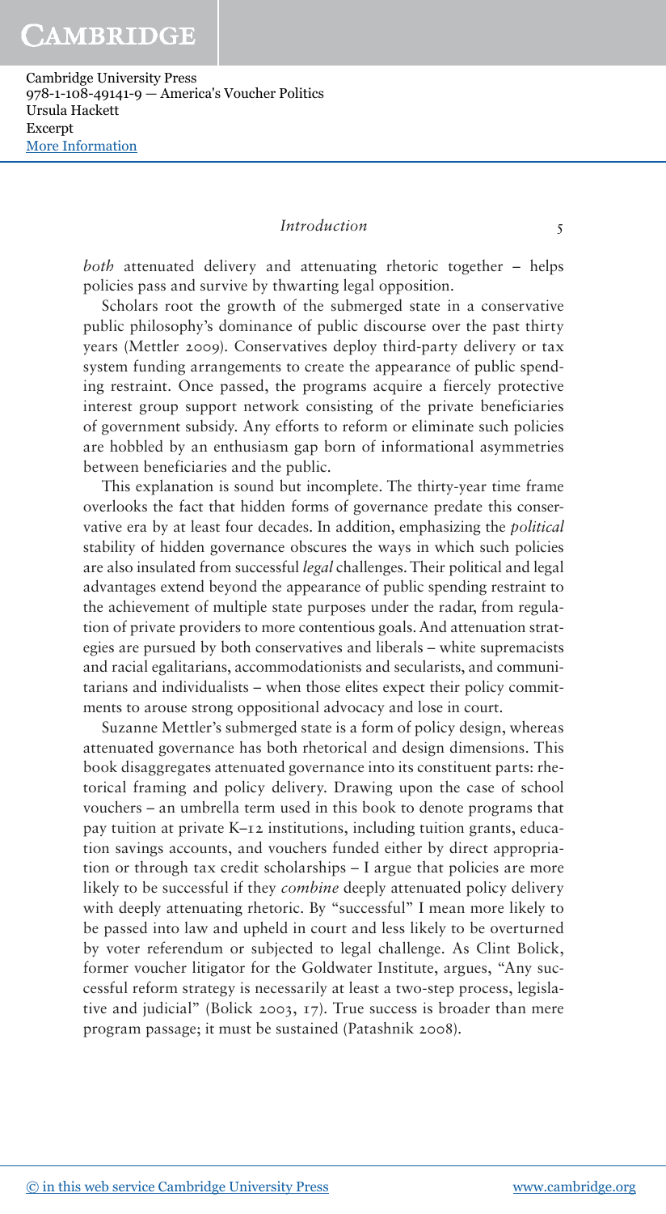*both* attenuated delivery and attenuating rhetoric together – helps policies pass and survive by thwarting legal opposition.

Scholars root the growth of the submerged state in a conservative public philosophy's dominance of public discourse over the past thirty years (Mettler 2009). Conservatives deploy third-party delivery or tax system funding arrangements to create the appearance of public spending restraint. Once passed, the programs acquire a fiercely protective interest group support network consisting of the private beneficiaries of government subsidy. Any efforts to reform or eliminate such policies are hobbled by an enthusiasm gap born of informational asymmetries between beneficiaries and the public.

This explanation is sound but incomplete. The thirty-year time frame overlooks the fact that hidden forms of governance predate this conservative era by at least four decades. In addition, emphasizing the *political* stability of hidden governance obscures the ways in which such policies are also insulated from successful *legal* challenges. Their political and legal advantages extend beyond the appearance of public spending restraint to the achievement of multiple state purposes under the radar, from regulation of private providers to more contentious goals. And attenuation strategies are pursued by both conservatives and liberals – white supremacists and racial egalitarians, accommodationists and secularists, and communitarians and individualists – when those elites expect their policy commitments to arouse strong oppositional advocacy and lose in court.

Suzanne Mettler's submerged state is a form of policy design, whereas attenuated governance has both rhetorical and design dimensions. This book disaggregates attenuated governance into its constituent parts: rhetorical framing and policy delivery. Drawing upon the case of school vouchers – an umbrella term used in this book to denote programs that pay tuition at private K–12 institutions, including tuition grants, education savings accounts, and vouchers funded either by direct appropriation or through tax credit scholarships – I argue that policies are more likely to be successful if they *combine* deeply attenuated policy delivery with deeply attenuating rhetoric. By "successful" I mean more likely to be passed into law and upheld in court and less likely to be overturned by voter referendum or subjected to legal challenge. As Clint Bolick, former voucher litigator for the Goldwater Institute, argues, "Any successful reform strategy is necessarily at least a two-step process, legislative and judicial" (Bolick 2003, 17). True success is broader than mere program passage; it must be sustained (Patashnik 2008).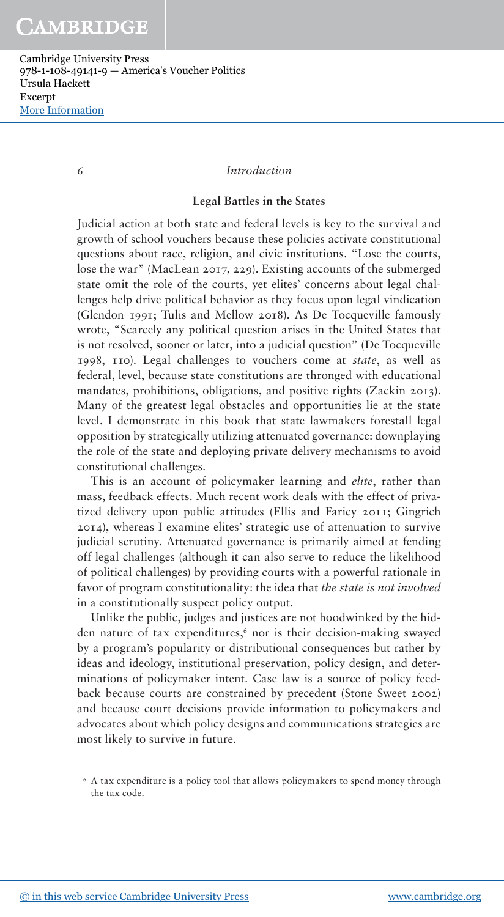## Legal Battles in the States

Judicial action at both state and federal levels is key to the survival and growth of school vouchers because these policies activate constitutional questions about race, religion, and civic institutions. "Lose the courts, lose the war" (MacLean 2017, 229). Existing accounts of the submerged state omit the role of the courts, yet elites' concerns about legal challenges help drive political behavior as they focus upon legal vindication (Glendon 1991; Tulis and Mellow 2018). As De Tocqueville famously wrote, "Scarcely any political question arises in the United States that is not resolved, sooner or later, into a judicial question" (De Tocqueville 1998, 110). Legal challenges to vouchers come at *state*, as well as federal, level, because state constitutions are thronged with educational mandates, prohibitions, obligations, and positive rights (Zackin 2013). Many of the greatest legal obstacles and opportunities lie at the state level. I demonstrate in this book that state lawmakers forestall legal opposition by strategically utilizing attenuated governance: downplaying the role of the state and deploying private delivery mechanisms to avoid constitutional challenges.

This is an account of policymaker learning and *elite*, rather than mass, feedback effects. Much recent work deals with the effect of privatized delivery upon public attitudes (Ellis and Faricy 2011; Gingrich 2014), whereas I examine elites' strategic use of attenuation to survive judicial scrutiny. Attenuated governance is primarily aimed at fending off legal challenges (although it can also serve to reduce the likelihood of political challenges) by providing courts with a powerful rationale in favor of program constitutionality: the idea that *the state is not involved* in a constitutionally suspect policy output.

Unlike the public, judges and justices are not hoodwinked by the hidden nature of tax expenditures,[6] nor is their decision-making swayed by a program's popularity or distributional consequences but rather by ideas and ideology, institutional preservation, policy design, and determinations of policymaker intent. Case law is a source of policy feedback because courts are constrained by precedent (Stone Sweet 2002) and because court decisions provide information to policymakers and advocates about which policy designs and communications strategies are most likely to survive in future.

[6] A tax expenditure is a policy tool that allows policymakers to spend money through the tax code.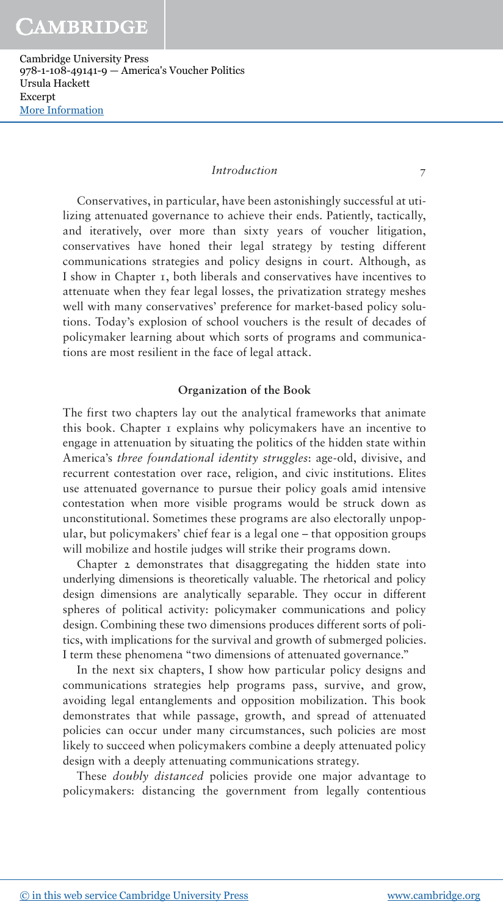Conservatives, in particular, have been astonishingly successful at utilizing attenuated governance to achieve their ends. Patiently, tactically, and iteratively, over more than sixty years of voucher litigation, conservatives have honed their legal strategy by testing different communications strategies and policy designs in court. Although, as I show in Chapter 1, both liberals and conservatives have incentives to attenuate when they fear legal losses, the privatization strategy meshes well with many conservatives' preference for market-based policy solutions. Today's explosion of school vouchers is the result of decades of policymaker learning about which sorts of programs and communications are most resilient in the face of legal attack.

## Organization of the Book

The first two chapters lay out the analytical frameworks that animate this book. Chapter 1 explains why policymakers have an incentive to engage in attenuation by situating the politics of the hidden state within America's *three foundational identity struggles*: age-old, divisive, and recurrent contestation over race, religion, and civic institutions. Elites use attenuated governance to pursue their policy goals amid intensive contestation when more visible programs would be struck down as unconstitutional. Sometimes these programs are also electorally unpopular, but policymakers' chief fear is a legal one – that opposition groups will mobilize and hostile judges will strike their programs down.

Chapter 2 demonstrates that disaggregating the hidden state into underlying dimensions is theoretically valuable. The rhetorical and policy design dimensions are analytically separable. They occur in different spheres of political activity: policymaker communications and policy design. Combining these two dimensions produces different sorts of politics, with implications for the survival and growth of submerged policies. I term these phenomena "two dimensions of attenuated governance."

In the next six chapters, I show how particular policy designs and communications strategies help programs pass, survive, and grow, avoiding legal entanglements and opposition mobilization. This book demonstrates that while passage, growth, and spread of attenuated policies can occur under many circumstances, such policies are most likely to succeed when policymakers combine a deeply attenuated policy design with a deeply attenuating communications strategy.

These *doubly distanced* policies provide one major advantage to policymakers: distancing the government from legally contentious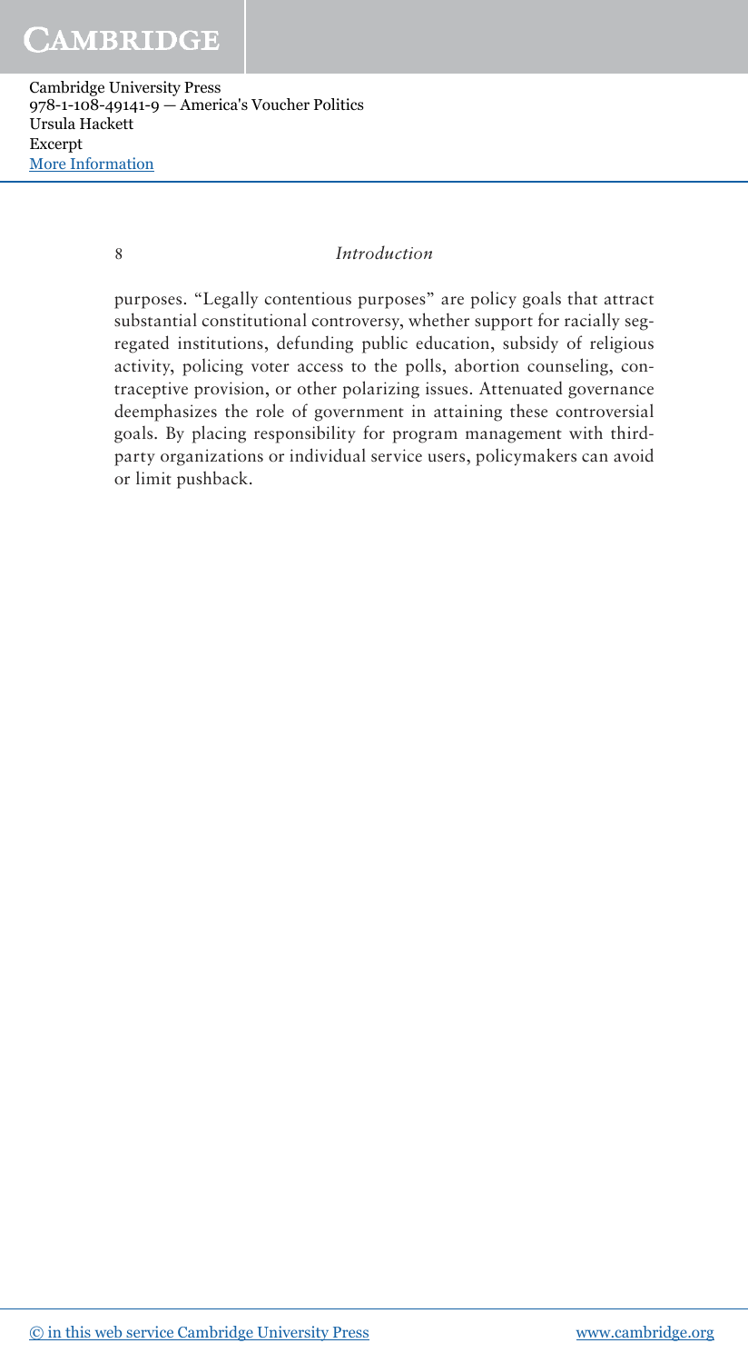purposes. "Legally contentious purposes" are policy goals that attract substantial constitutional controversy, whether support for racially segregated institutions, defunding public education, subsidy of religious activity, policing voter access to the polls, abortion counseling, contraceptive provision, or other polarizing issues. Attenuated governance deemphasizes the role of government in attaining these controversial goals. By placing responsibility for program management with third-party organizations or individual service users, policymakers can avoid or limit pushback.